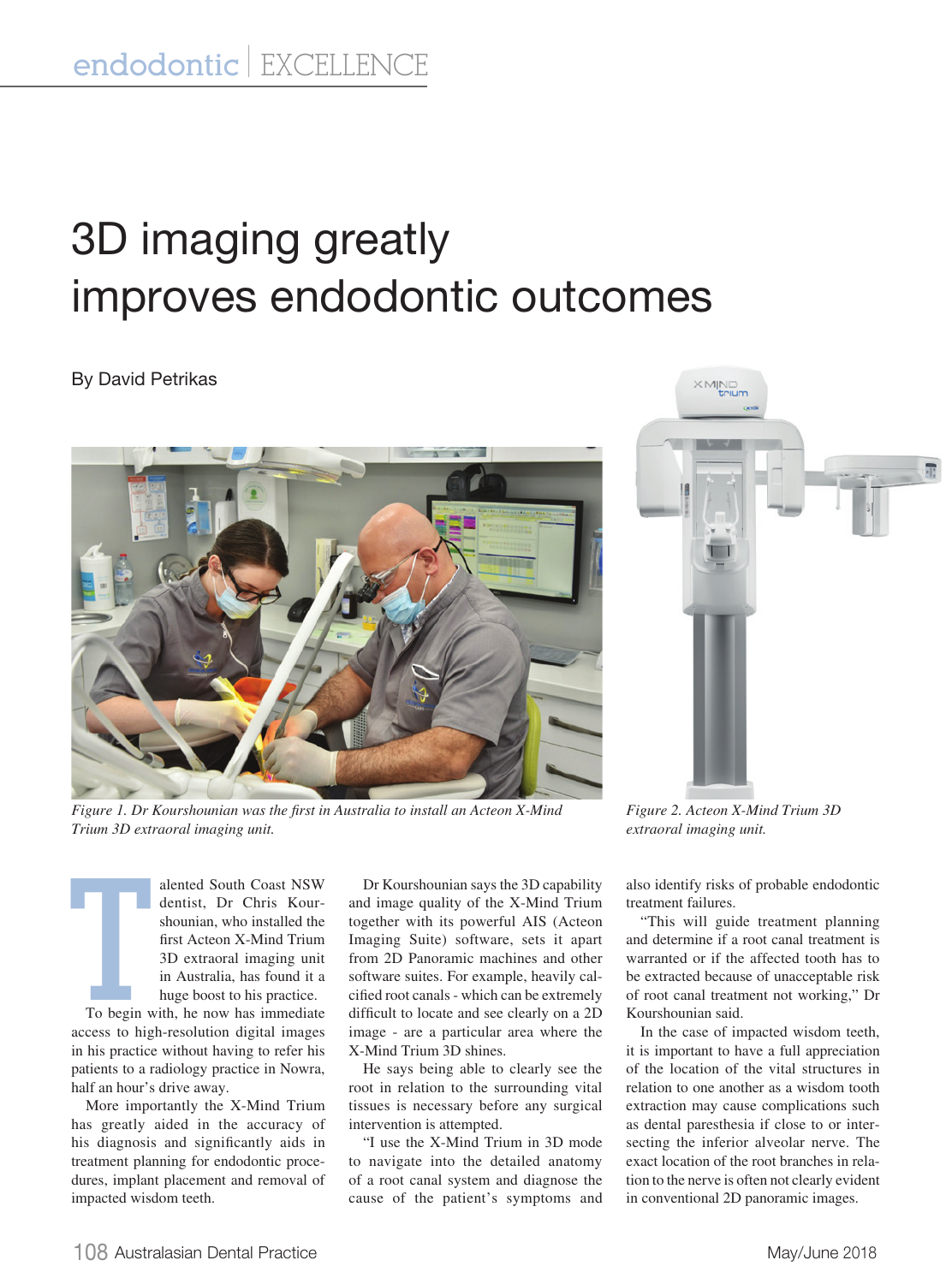# 3D imaging greatly improves endodontic outcomes

By David Petrikas

*Figure 1. Dr Kourshounian was the first in Australia to install an Acteon X-Mind Trium 3D extraoral imaging unit.*

*Figure 2. Acteon X-Mind Trium 3D extraoral imaging unit.*

Talented South Coast NSW dentist, Dr Chris Kourshounian, who installed the first Acteon X-Mind Trium 3D extraoral imaging unit in Australia, has found it a huge boost to his practice.

To begin with, he now has immediate access to high-resolution digital images in his practice without having to refer his patients to a radiology practice in Nowra, half an hour's drive away.

More importantly the X-Mind Trium has greatly aided in the accuracy of his diagnosis and significantly aids in treatment planning for endodontic procedures, implant placement and removal of impacted wisdom teeth.

Dr Kourshounian says the 3D capability and image quality of the X-Mind Trium together with its powerful AIS (Acteon Imaging Suite) software, sets it apart from 2D Panoramic machines and other software suites. For example, heavily calcified root canals - which can be extremely difficult to locate and see clearly on a 2D image - are a particular area where the X-Mind Trium 3D shines.

He says being able to clearly see the root in relation to the surrounding vital tissues is necessary before any surgical intervention is attempted.

"I use the X-Mind Trium in 3D mode to navigate into the detailed anatomy of a root canal system and diagnose the cause of the patient's symptoms and also identify risks of probable endodontic treatment failures.

"This will guide treatment planning and determine if a root canal treatment is warranted or if the affected tooth has to be extracted because of unacceptable risk of root canal treatment not working," Dr Kourshounian said.

In the case of impacted wisdom teeth, it is important to have a full appreciation of the location of the vital structures in relation to one another as a wisdom tooth extraction may cause complications such as dental paresthesia if close to or intersecting the inferior alveolar nerve. The exact location of the root branches in relation to the nerve is often not clearly evident in conventional 2D panoramic images.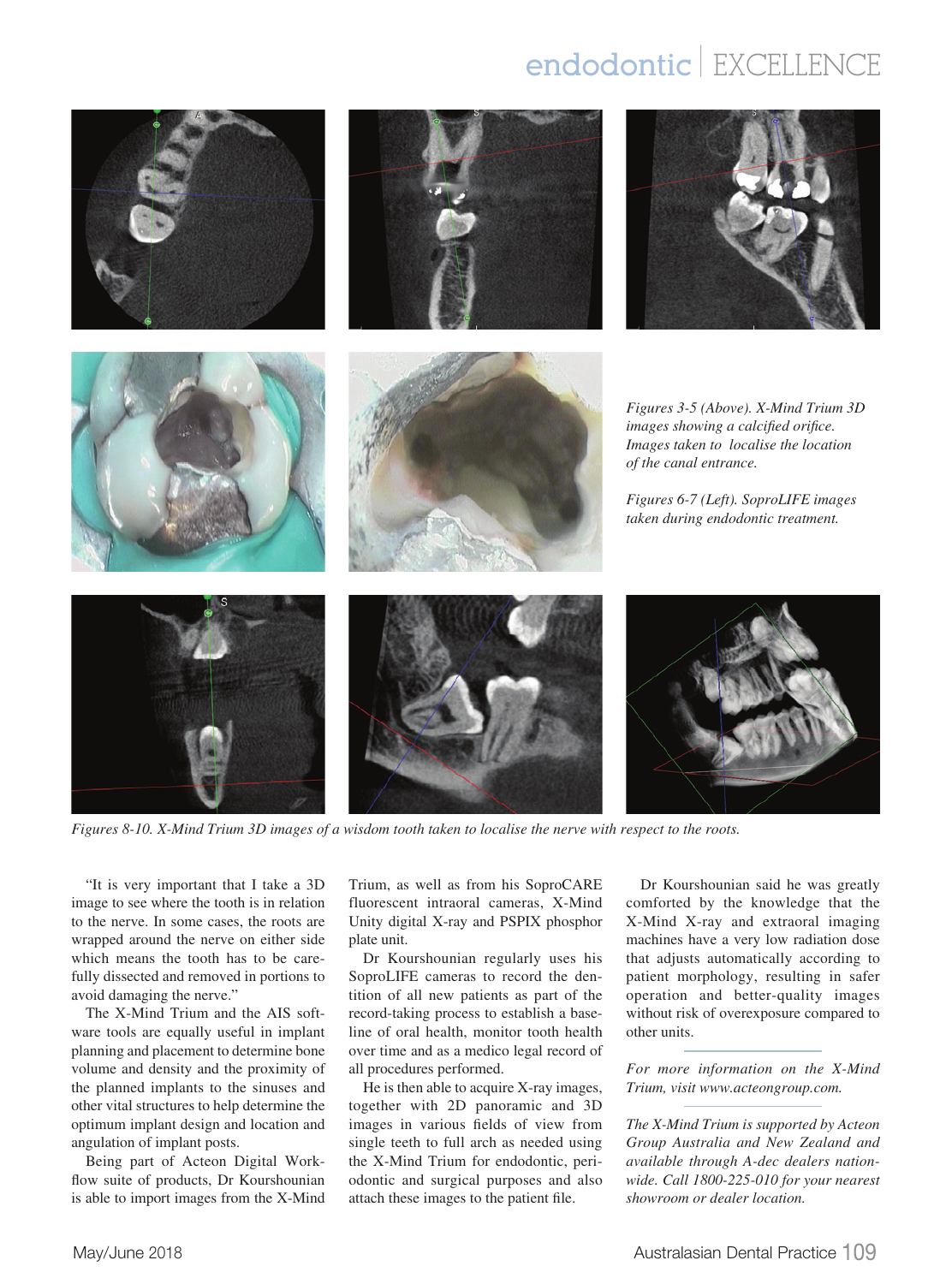*Figures 3-5 (Above). X-Mind Trium 3D images showing a calcified orifice. Images taken to localise the location of the canal entrance.*

*Figures 6-7 (Left). SoproLIFE images taken during endodontic treatment.*

*Figures 8-10. X-Mind Trium 3D images of a wisdom tooth taken to localise the nerve with respect to the roots.*

"It is very important that I take a 3D image to see where the tooth is in relation to the nerve. In some cases, the roots are wrapped around the nerve on either side which means the tooth has to be carefully dissected and removed in portions to avoid damaging the nerve."

The X-Mind Trium and the AIS software tools are equally useful in implant planning and placement to determine bone volume and density and the proximity of the planned implants to the sinuses and other vital structures to help determine the optimum implant design and location and angulation of implant posts.

Being part of Acteon Digital Workflow suite of products, Dr Kourshounian is able to import images from the X-Mind Trium, as well as from his SoproCARE fluorescent intraoral cameras, X-Mind Unity digital X-ray and PSPIX phosphor plate unit.

Dr Kourshounian regularly uses his SoproLIFE cameras to record the dentition of all new patients as part of the record-taking process to establish a baseline of oral health, monitor tooth health over time and as a medico legal record of all procedures performed.

He is then able to acquire X-ray images, together with 2D panoramic and 3D images in various fields of view from single teeth to full arch as needed using the X-Mind Trium for endodontic, periodontic and surgical purposes and also attach these images to the patient file.

Dr Kourshounian said he was greatly comforted by the knowledge that the X-Mind X-ray and extraoral imaging machines have a very low radiation dose that adjusts automatically according to patient morphology, resulting in safer operation and better-quality images without risk of overexposure compared to other units.

---

*For more information on the X-Mind Trium, visit www.acteongroup.com.*

---

*The X-Mind Trium is supported by Acteon Group Australia and New Zealand and available through A-dec dealers nationwide. Call 1800-225-010 for your nearest showroom or dealer location.*